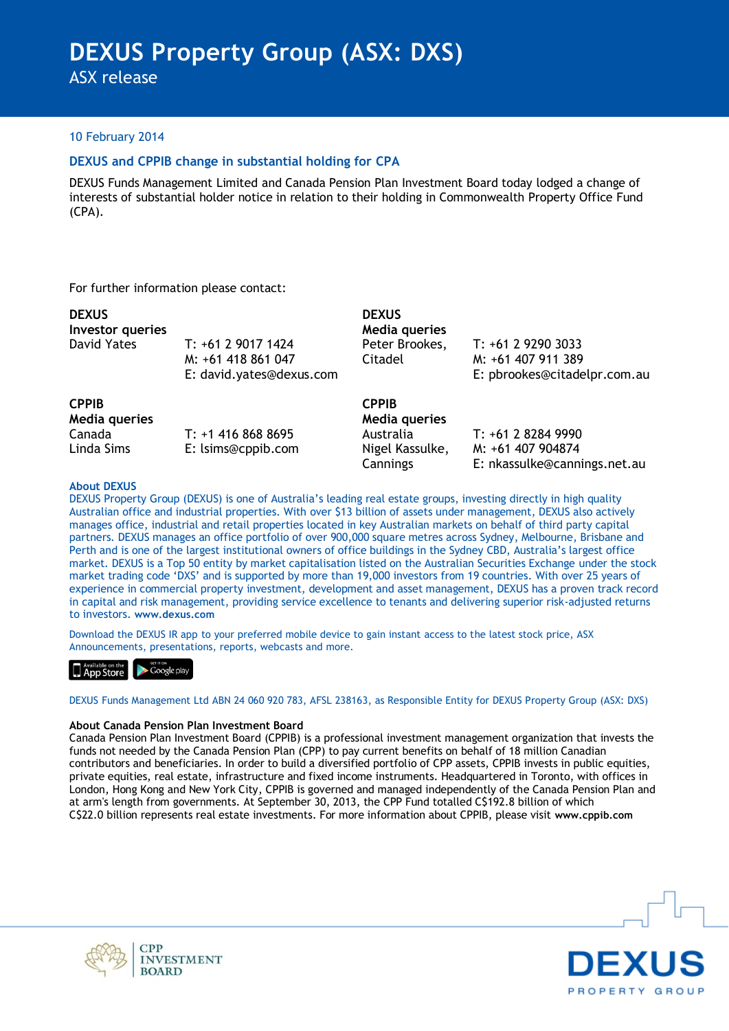# DEXUS Property Group (ASX: DXS)

ASX release

10 February 2014

## DEXUS and CPPIB change in substantial holding for CPA

DEXUS Funds Management Limited and Canada Pension Plan Investment Board today lodged a change of interests of substantial holder notice in relation to their holding in Commonwealth Property Office Fund (CPA).

For further information please contact:

**DEXUS**
**Investor queries**
David Yates
T: +61 2 9017 1424
M: +61 418 861 047
E: david.yates@dexus.com

**DEXUS**
**Media queries**
Peter Brookes, Citadel
T: +61 2 9290 3033
M: +61 407 911 389
E: pbrookes@citadelpr.com.au

**CPPIB**
**Media queries**
Canada
Linda Sims
T: +1 416 868 8695
E: lsims@cppib.com

**CPPIB**
**Media queries**
Australia
Nigel Kassulke, Cannings
T: +61 2 8284 9990
M: +61 407 904874
E: nkassulke@cannings.net.au

**About DEXUS**

DEXUS Property Group (DEXUS) is one of Australia's leading real estate groups, investing directly in high quality Australian office and industrial properties. With over $13 billion of assets under management, DEXUS also actively manages office, industrial and retail properties located in key Australian markets on behalf of third party capital partners. DEXUS manages an office portfolio of over 900,000 square metres across Sydney, Melbourne, Brisbane and Perth and is one of the largest institutional owners of office buildings in the Sydney CBD, Australia's largest office market. DEXUS is a Top 50 entity by market capitalisation listed on the Australian Securities Exchange under the stock market trading code 'DXS' and is supported by more than 19,000 investors from 19 countries. With over 25 years of experience in commercial property investment, development and asset management, DEXUS has a proven track record in capital and risk management, providing service excellence to tenants and delivering superior risk-adjusted returns to investors. **www.dexus.com**

Download the DEXUS IR app to your preferred mobile device to gain instant access to the latest stock price, ASX Announcements, presentations, reports, webcasts and more.

DEXUS Funds Management Ltd ABN 24 060 920 783, AFSL 238163, as Responsible Entity for DEXUS Property Group (ASX: DXS)

**About Canada Pension Plan Investment Board**

Canada Pension Plan Investment Board (CPPIB) is a professional investment management organization that invests the funds not needed by the Canada Pension Plan (CPP) to pay current benefits on behalf of 18 million Canadian contributors and beneficiaries. In order to build a diversified portfolio of CPP assets, CPPIB invests in public equities, private equities, real estate, infrastructure and fixed income instruments. Headquartered in Toronto, with offices in London, Hong Kong and New York City, CPPIB is governed and managed independently of the Canada Pension Plan and at arm's length from governments. At September 30, 2013, the CPP Fund totalled C$192.8 billion of which C$22.0 billion represents real estate investments. For more information about CPPIB, please visit **www.cppib.com**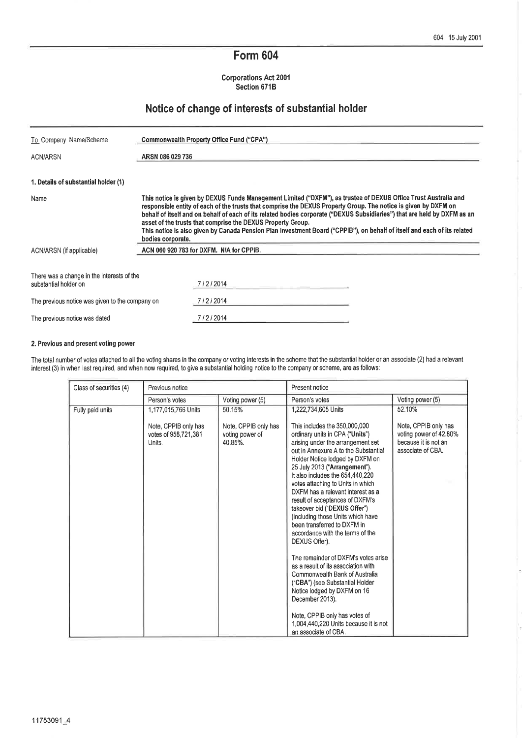604 15 July 2001

# Form 604

**Corporations Act 2001**
**Section 671B**

## Notice of change of interests of substantial holder

| | |
|---|---|
| To Company Name/Scheme | **Commonwealth Property Office Fund ("CPA")** |
| ACN/ARSN | **ARSN 086 029 736** |

### 1. Details of substantial holder (1)

| | |
|---|---|
| Name | **This notice is given by DEXUS Funds Management Limited ("DXFM"), as trustee of DEXUS Office Trust Australia and responsible entity of each of the trusts that comprise the DEXUS Property Group. The notice is given by DXFM on behalf of itself and on behalf of each of its related bodies corporate ("DEXUS Subsidiaries") that are held by DXFM as an asset of the trusts that comprise the DEXUS Property Group. This notice is also given by Canada Pension Plan Investment Board ("CPPIB"), on behalf of itself and each of its related bodies corporate.** |
| ACN/ARSN (if applicable) | **ACN 060 920 783 for DXFM. N/A for CPPIB.** |

| | |
|---|---|
| There was a change in the interests of the substantial holder on | 7 / 2 / 2014 |
| The previous notice was given to the company on | 7 / 2 / 2014 |
| The previous notice was dated | 7 / 2 / 2014 |

### 2. Previous and present voting power

The total number of votes attached to all the voting shares in the company or voting interests in the scheme that the substantial holder or an associate (2) had a relevant interest (3) in when last required, and when now required, to give a substantial holding notice to the company or scheme, are as follows:

| Class of securities (4) | Previous notice | | Present notice | |
|---|---|---|---|---|
| | Person's votes | Voting power (5) | Person's votes | Voting power (5) |
| Fully paid units | 1,177,015,766 Units<br><br>Note, CPPIB only has votes of 958,721,381 Units. | 50.15%<br><br>Note, CPPIB only has voting power of 40.85%. | 1,222,734,605 Units<br><br>This includes the 350,000,000 ordinary units in CPA ("**Units**") arising under the arrangement set out in Annexure A to the Substantial Holder Notice lodged by DXFM on 25 July 2013 ("**Arrangement**"). It also includes the 654,440,220 votes attaching to Units in which DXFM has a relevant interest as a result of acceptances of DXFM's takeover bid ("**DEXUS Offer**") (including those Units which have been transferred to DXFM in accordance with the terms of the DEXUS Offer).<br><br>The remainder of DXFM's votes arise as a result of its association with Commonwealth Bank of Australia ("**CBA**") (see Substantial Holder Notice lodged by DXFM on 16 December 2013).<br><br>Note, CPPIB only has votes of 1,004,440,220 Units because it is not an associate of CBA. | 52.10%<br><br>Note, CPPIB only has voting power of 42.80% because it is not an associate of CBA. |

11753091_4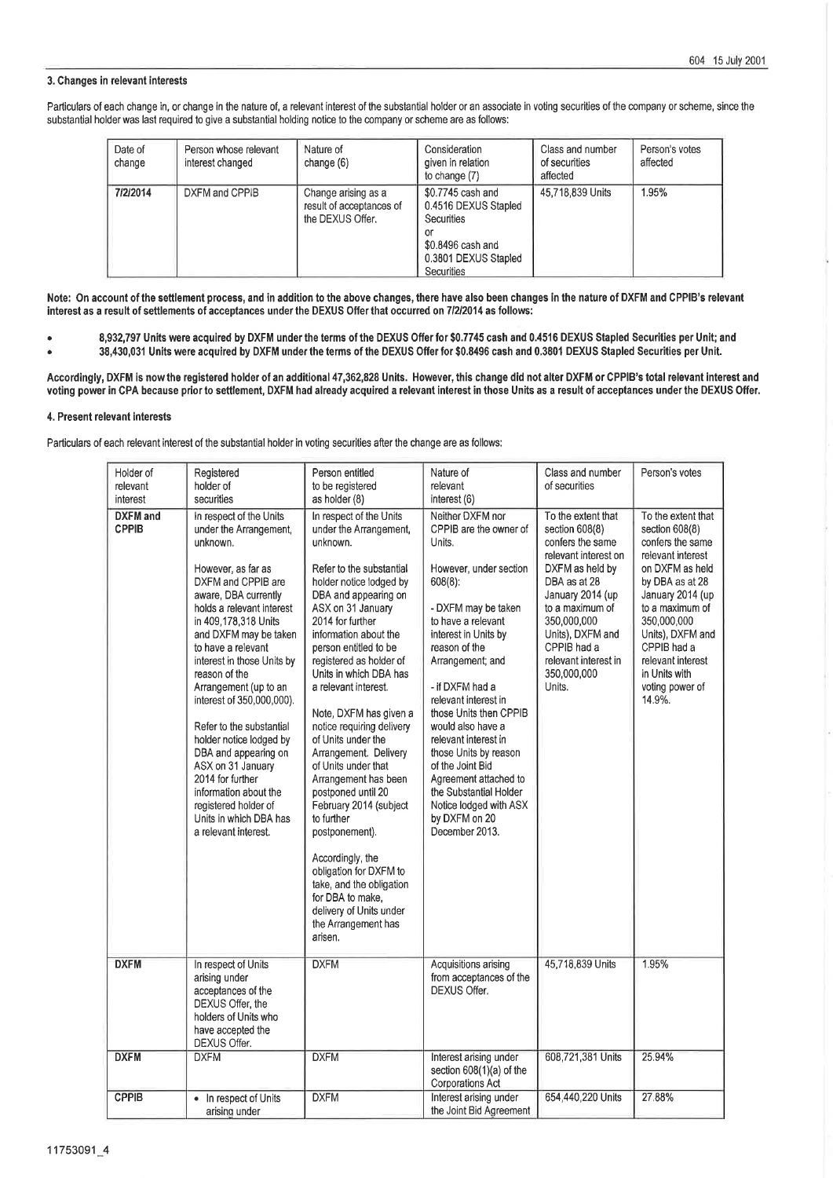### 3. Changes in relevant interests

Particulars of each change in, or change in the nature of, a relevant interest of the substantial holder or an associate in voting securities of the company or scheme, since the substantial holder was last required to give a substantial holding notice to the company or scheme are as follows:

| Date of change | Person whose relevant interest changed | Nature of change (6) | Consideration given in relation to change (7) | Class and number of securities affected | Person's votes affected |
|---|---|---|---|---|---|
| 7/2/2014 | DXFM and CPPIB | Change arising as a result of acceptances of the DEXUS Offer. | $0.7745 cash and 0.4516 DEXUS Stapled Securities or $0.8496 cash and 0.3801 DEXUS Stapled Securities | 45,718,839 Units | 1.95% |

**Note: On account of the settlement process, and in addition to the above changes, there have also been changes in the nature of DXFM and CPPIB's relevant interest as a result of settlements of acceptances under the DEXUS Offer that occurred on 7/2/2014 as follows:**

- **8,932,797 Units were acquired by DXFM under the terms of the DEXUS Offer for $0.7745 cash and 0.4516 DEXUS Stapled Securities per Unit; and**
- **38,430,031 Units were acquired by DXFM under the terms of the DEXUS Offer for $0.8496 cash and 0.3801 DEXUS Stapled Securities per Unit.**

**Accordingly, DXFM is now the registered holder of an additional 47,362,828 Units. However, this change did not alter DXFM or CPPIB's total relevant interest and voting power in CPA because prior to settlement, DXFM had already acquired a relevant interest in those Units as a result of acceptances under the DEXUS Offer.**

### 4. Present relevant interests

Particulars of each relevant interest of the substantial holder in voting securities after the change are as follows:

| Holder of relevant interest | Registered holder of securities | Person entitled to be registered as holder (8) | Nature of relevant interest (6) | Class and number of securities | Person's votes |
|---|---|---|---|---|---|
| **DXFM and CPPIB** | In respect of the Units under the Arrangement, unknown. However, as far as DXFM and CPPIB are aware, DBA currently holds a relevant interest in 409,178,318 Units and DXFM may be taken to have a relevant interest in those Units by reason of the Arrangement (up to an interest of 350,000,000). Refer to the substantial holder notice lodged by DBA and appearing on ASX on 31 January 2014 for further information about the registered holder of Units in which DBA has a relevant interest. | In respect of the Units under the Arrangement, unknown. Refer to the substantial holder notice lodged by DBA and appearing on ASX on 31 January 2014 for further information about the person entitled to be registered as holder of Units in which DBA has a relevant interest. Note, DXFM has given a notice requiring delivery of Units under the Arrangement. Delivery of Units under that Arrangement has been postponed until 20 February 2014 (subject to further postponement). Accordingly, the obligation for DXFM to take, and the obligation for DBA to make, delivery of Units under the Arrangement has arisen. | Neither DXFM nor CPPIB are the owner of Units. However, under section 608(8): - DXFM may be taken to have a relevant interest in Units by reason of the Arrangement; and - if DXFM had a relevant interest in those Units then CPPIB would also have a relevant interest in those Units by reason of the Joint Bid Agreement attached to the Substantial Holder Notice lodged with ASX by DXFM on 20 December 2013. | To the extent that section 608(8) confers the same relevant interest on DXFM as held by DBA as at 28 January 2014 (up to a maximum of 350,000,000 Units), DXFM and CPPIB had a relevant interest in 350,000,000 Units. | To the extent that section 608(8) confers the same relevant interest on DXFM as held by DBA as at 28 January 2014 (up to a maximum of 350,000,000 Units), DXFM and CPPIB had a relevant interest in Units with voting power of 14.9%. |
| **DXFM** | In respect of Units arising under acceptances of the DEXUS Offer, the holders of Units who have accepted the DEXUS Offer. | DXFM | Acquisitions arising from acceptances of the DEXUS Offer. | 45,718,839 Units | 1.95% |
| **DXFM** | DXFM | DXFM | Interest arising under section 608(1)(a) of the Corporations Act | 608,721,381 Units | 25.94% |
| **CPPIB** | • In respect of Units arising under | DXFM | Interest arising under the Joint Bid Agreement | 654,440,220 Units | 27.88% |

11753091_4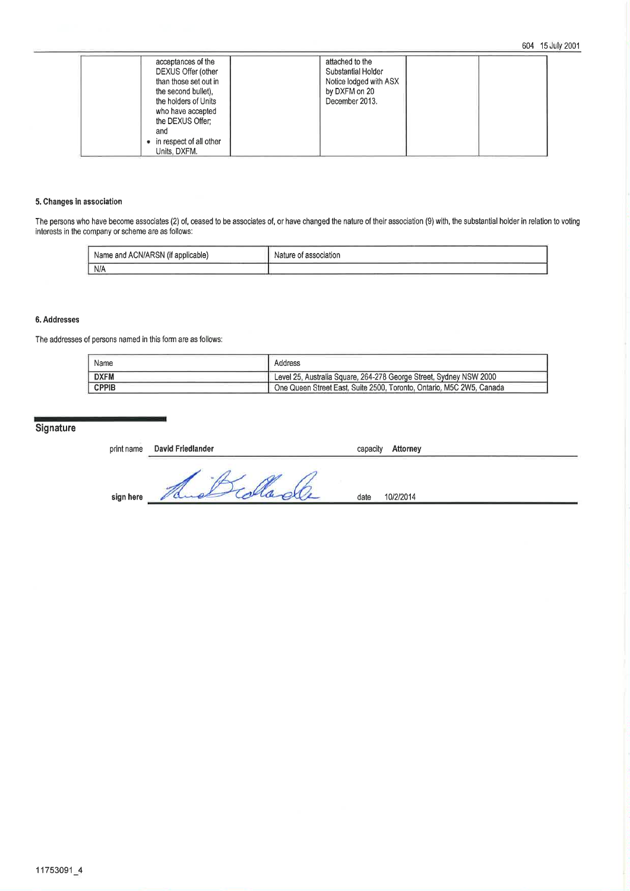| | | | | | |
|---|---|---|---|---|---|
| | acceptances of the DEXUS Offer (other than those set out in the second bullet), the holders of Units who have accepted the DEXUS Offer; and<br>• in respect of all other Units, DXFM. | | attached to the Substantial Holder Notice lodged with ASX by DXFM on 20 December 2013. | | |

**5. Changes in association**

The persons who have become associates (2) of, ceased to be associates of, or have changed the nature of their association (9) with, the substantial holder in relation to voting interests in the company or scheme are as follows:

| Name and ACN/ARSN (if applicable) | Nature of association |
|---|---|
| N/A | |

**6. Addresses**

The addresses of persons named in this form are as follows:

| Name | Address |
|---|---|
| **DXFM** | Level 25, Australia Square, 264-278 George Street, Sydney NSW 2000 |
| **CPPIB** | One Queen Street East, Suite 2500, Toronto, Ontario, M5C 2W5, Canada |

## Signature

print name **David Friedlander**    capacity **Attorney**

**sign here** [signature]    date 10/2/2014

11753091_4